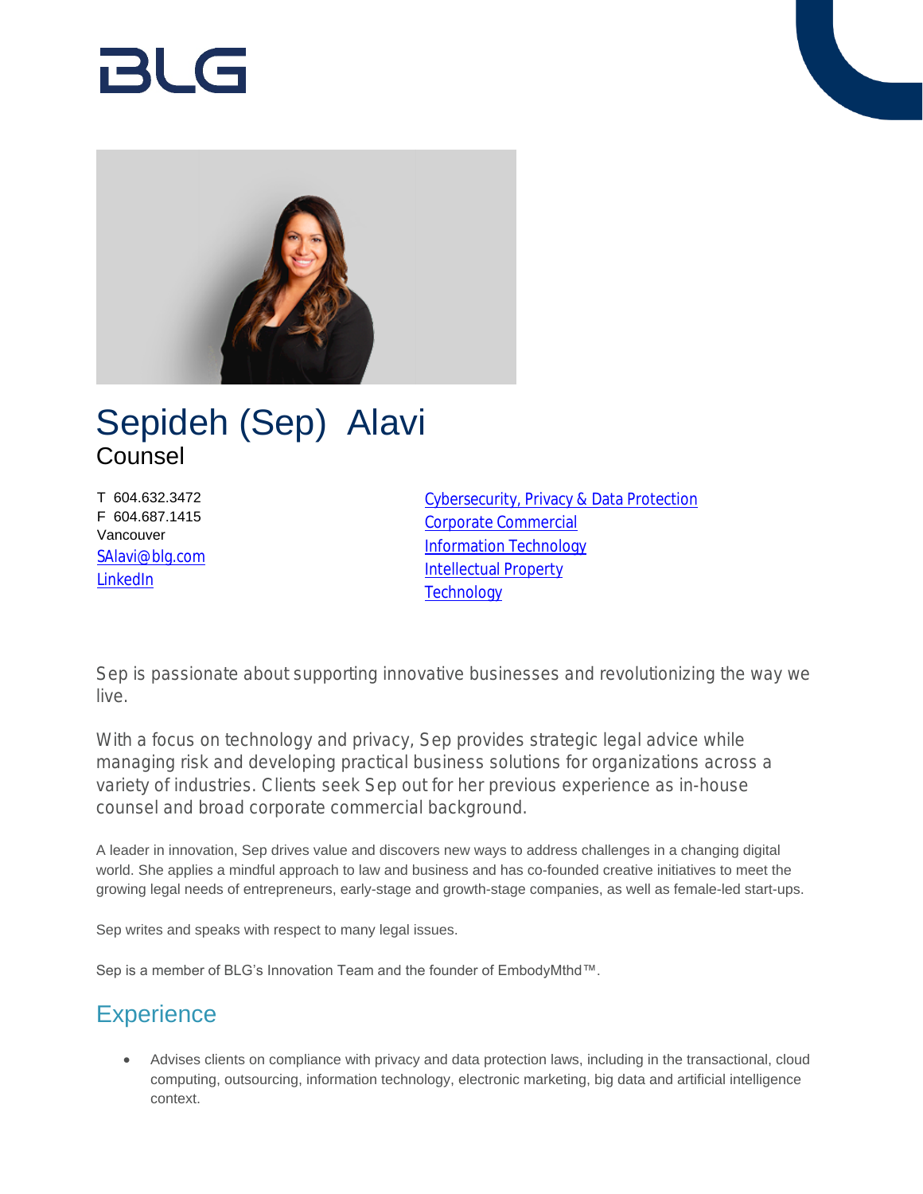# Sepideh (Sep) Alavi

Counsel

T 604.632.3472
F 604.687.1415
Vancouver
SAlavi@blg.com
LinkedIn

Cybersecurity, Privacy & Data Protection
Corporate Commercial
Information Technology
Intellectual Property
Technology

Sep is passionate about supporting innovative businesses and revolutionizing the way we live.

With a focus on technology and privacy, Sep provides strategic legal advice while managing risk and developing practical business solutions for organizations across a variety of industries. Clients seek Sep out for her previous experience as in-house counsel and broad corporate commercial background.

A leader in innovation, Sep drives value and discovers new ways to address challenges in a changing digital world. She applies a mindful approach to law and business and has co-founded creative initiatives to meet the growing legal needs of entrepreneurs, early-stage and growth-stage companies, as well as female-led start-ups.

Sep writes and speaks with respect to many legal issues.

Sep is a member of BLG's Innovation Team and the founder of EmbodyMthd™.

## Experience

- Advises clients on compliance with privacy and data protection laws, including in the transactional, cloud computing, outsourcing, information technology, electronic marketing, big data and artificial intelligence context.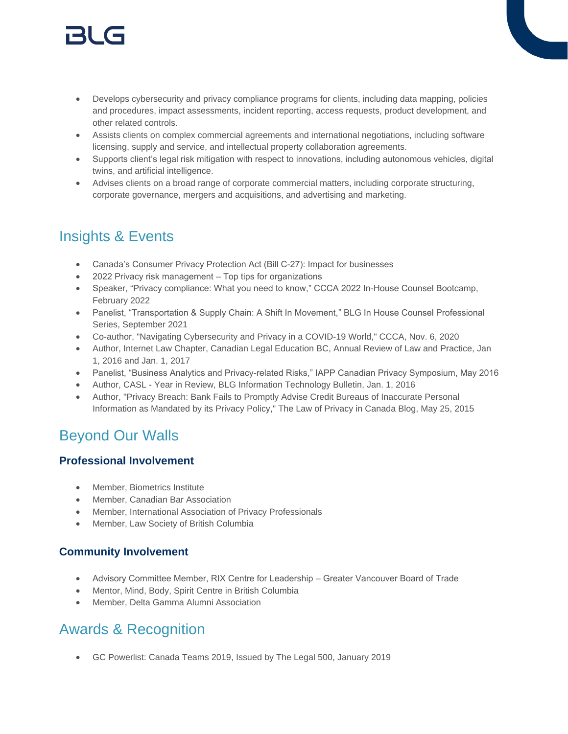- Develops cybersecurity and privacy compliance programs for clients, including data mapping, policies and procedures, impact assessments, incident reporting, access requests, product development, and other related controls.
- Assists clients on complex commercial agreements and international negotiations, including software licensing, supply and service, and intellectual property collaboration agreements.
- Supports client's legal risk mitigation with respect to innovations, including autonomous vehicles, digital twins, and artificial intelligence.
- Advises clients on a broad range of corporate commercial matters, including corporate structuring, corporate governance, mergers and acquisitions, and advertising and marketing.

## Insights & Events

- Canada's Consumer Privacy Protection Act (Bill C-27): Impact for businesses
- 2022 Privacy risk management – Top tips for organizations
- Speaker, "Privacy compliance: What you need to know," CCCA 2022 In-House Counsel Bootcamp, February 2022
- Panelist, "Transportation & Supply Chain: A Shift In Movement," BLG In House Counsel Professional Series, September 2021
- Co-author, "Navigating Cybersecurity and Privacy in a COVID-19 World," CCCA, Nov. 6, 2020
- Author, Internet Law Chapter, Canadian Legal Education BC, Annual Review of Law and Practice, Jan 1, 2016 and Jan. 1, 2017
- Panelist, "Business Analytics and Privacy-related Risks," IAPP Canadian Privacy Symposium, May 2016
- Author, CASL - Year in Review, BLG Information Technology Bulletin, Jan. 1, 2016
- Author, "Privacy Breach: Bank Fails to Promptly Advise Credit Bureaus of Inaccurate Personal Information as Mandated by its Privacy Policy," The Law of Privacy in Canada Blog, May 25, 2015

## Beyond Our Walls

### Professional Involvement

- Member, Biometrics Institute
- Member, Canadian Bar Association
- Member, International Association of Privacy Professionals
- Member, Law Society of British Columbia

### Community Involvement

- Advisory Committee Member, RIX Centre for Leadership – Greater Vancouver Board of Trade
- Mentor, Mind, Body, Spirit Centre in British Columbia
- Member, Delta Gamma Alumni Association

## Awards & Recognition

- GC Powerlist: Canada Teams 2019, Issued by The Legal 500, January 2019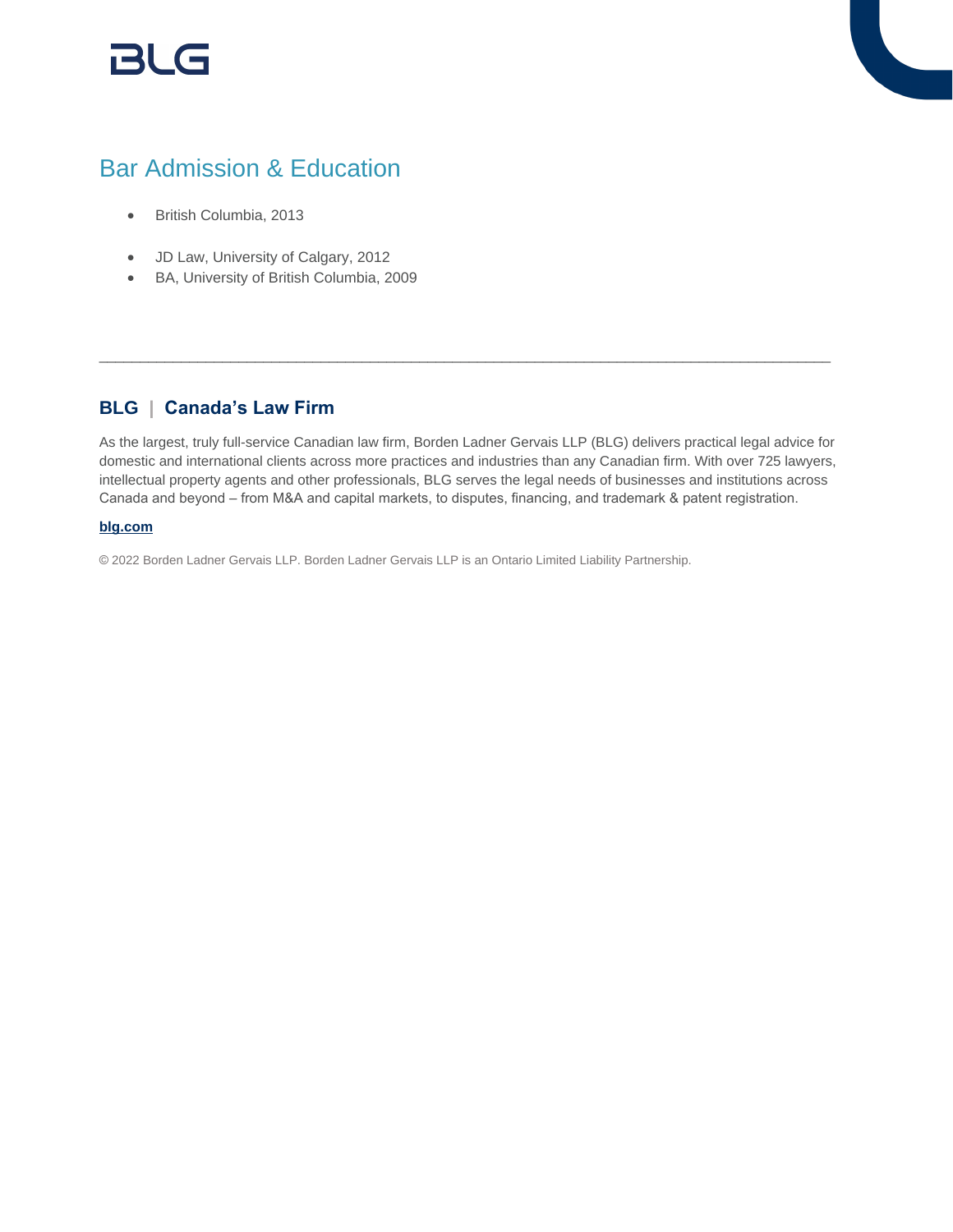## Bar Admission & Education

- British Columbia, 2013

- JD Law, University of Calgary, 2012
- BA, University of British Columbia, 2009

---

### BLG | Canada's Law Firm

As the largest, truly full-service Canadian law firm, Borden Ladner Gervais LLP (BLG) delivers practical legal advice for domestic and international clients across more practices and industries than any Canadian firm. With over 725 lawyers, intellectual property agents and other professionals, BLG serves the legal needs of businesses and institutions across Canada and beyond – from M&A and capital markets, to disputes, financing, and trademark & patent registration.

**blg.com**

© 2022 Borden Ladner Gervais LLP. Borden Ladner Gervais LLP is an Ontario Limited Liability Partnership.